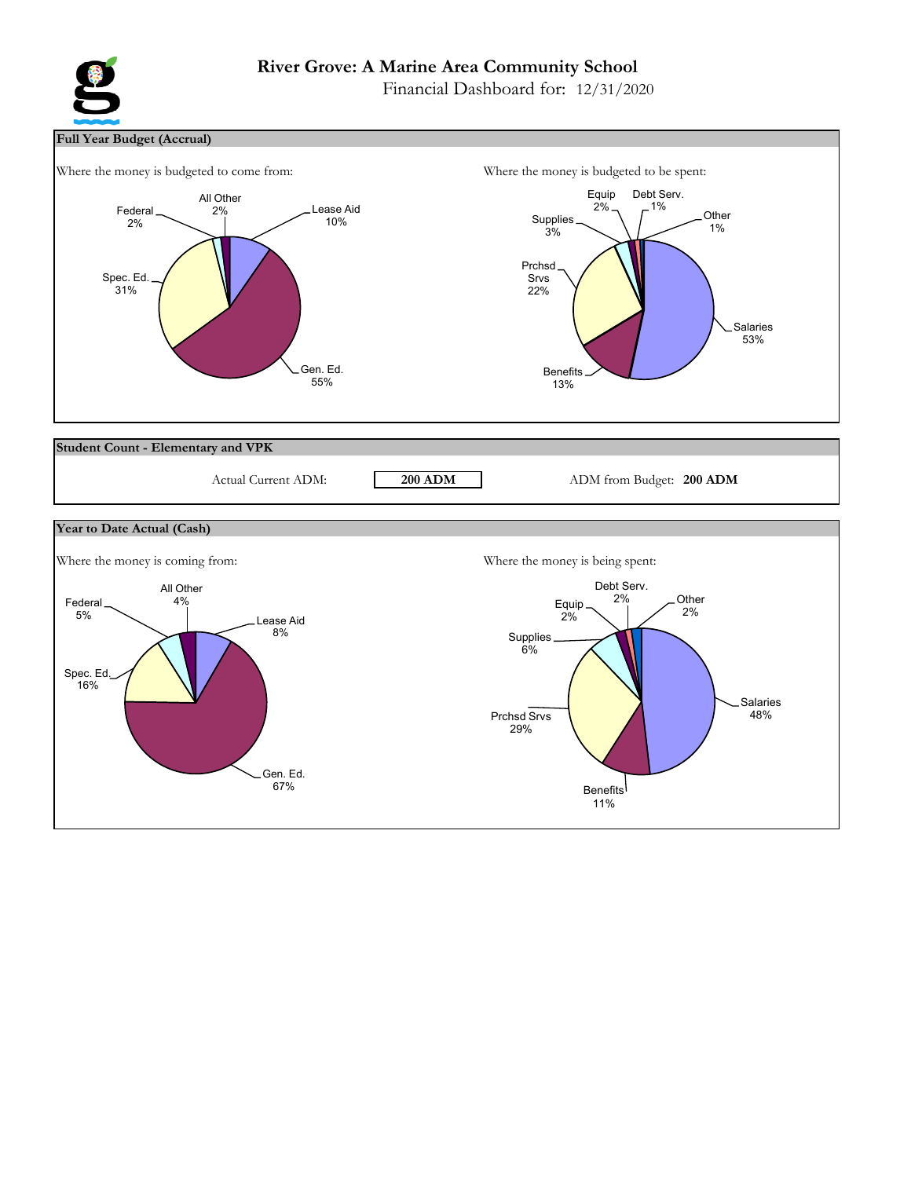# River Grove: A Marine Area Community School

Financial Dashboard for: 12/31/2020

## Full Year Budget (Accrual)

Where the money is budgeted to come from:

| Source | Percent |
|---|---|
| Lease Aid | 10% |
| Gen. Ed. | 55% |
| Spec. Ed. | 31% |
| Federal | 2% |
| All Other | 2% |

Where the money is budgeted to be spent:

| Category | Percent |
|---|---|
| Salaries | 53% |
| Benefits | 13% |
| Prchsd Srvs | 22% |
| Supplies | 3% |
| Equip | 2% |
| Debt Serv. | 1% |
| Other | 1% |

## Student Count - Elementary and VPK

Actual Current ADM: **200 ADM**

ADM from Budget: **200 ADM**

## Year to Date Actual (Cash)

Where the money is coming from:

| Source | Percent |
|---|---|
| Lease Aid | 8% |
| Gen. Ed. | 67% |
| Spec. Ed. | 16% |
| Federal | 5% |
| All Other | 4% |

Where the money is being spent:

| Category | Percent |
|---|---|
| Salaries | 48% |
| Benefits | 11% |
| Prchsd Srvs | 29% |
| Supplies | 6% |
| Equip | 2% |
| Debt Serv. | 2% |
| Other | 2% |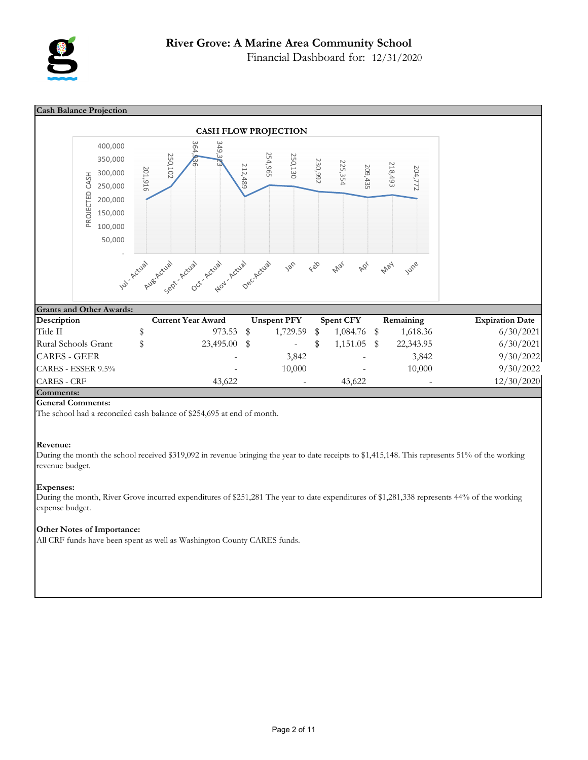# River Grove: A Marine Area Community School

Financial Dashboard for: 12/31/2020

## Cash Balance Projection

**CASH FLOW PROJECTION**

| Month | Projected Cash |
|---|---|
| Jul - Actual | 201,916 |
| Aug-Actual | 250,102 |
| Sept - Actual | 364,936 |
| Oct - Actual | 349,323 |
| Nov - Actual | 212,489 |
| Dec-Actual | 254,965 |
| Jan | 250,130 |
| Feb | 230,992 |
| Mar | 225,354 |
| Apr | 209,435 |
| May | 218,493 |
| June | 204,772 |

## Grants and Other Awards:

| Description | Current Year Award | Unspent PFY | Spent CFY | Remaining | Expiration Date |
|---|---|---|---|---|---|
| Title II | $ 973.53 | $ 1,729.59 | $ 1,084.76 | $ 1,618.36 | 6/30/2021 |
| Rural Schools Grant | $ 23,495.00 | $ - | $ 1,151.05 | $ 22,343.95 | 6/30/2021 |
| CARES - GEER | - | 3,842 | - | 3,842 | 9/30/2022 |
| CARES - ESSER 9.5% | - | 10,000 | - | 10,000 | 9/30/2022 |
| CARES - CRF | 43,622 | - | 43,622 | - | 12/30/2020 |

## Comments:

**General Comments:**

The school had a reconciled cash balance of $254,695 at end of month.

**Revenue:**

During the month the school received $319,092 in revenue bringing the year to date receipts to $1,415,148. This represents 51% of the working revenue budget.

**Expenses:**

During the month, River Grove incurred expenditures of $251,281 The year to date expenditures of $1,281,338 represents 44% of the working expense budget.

**Other Notes of Importance:**

All CRF funds have been spent as well as Washington County CARES funds.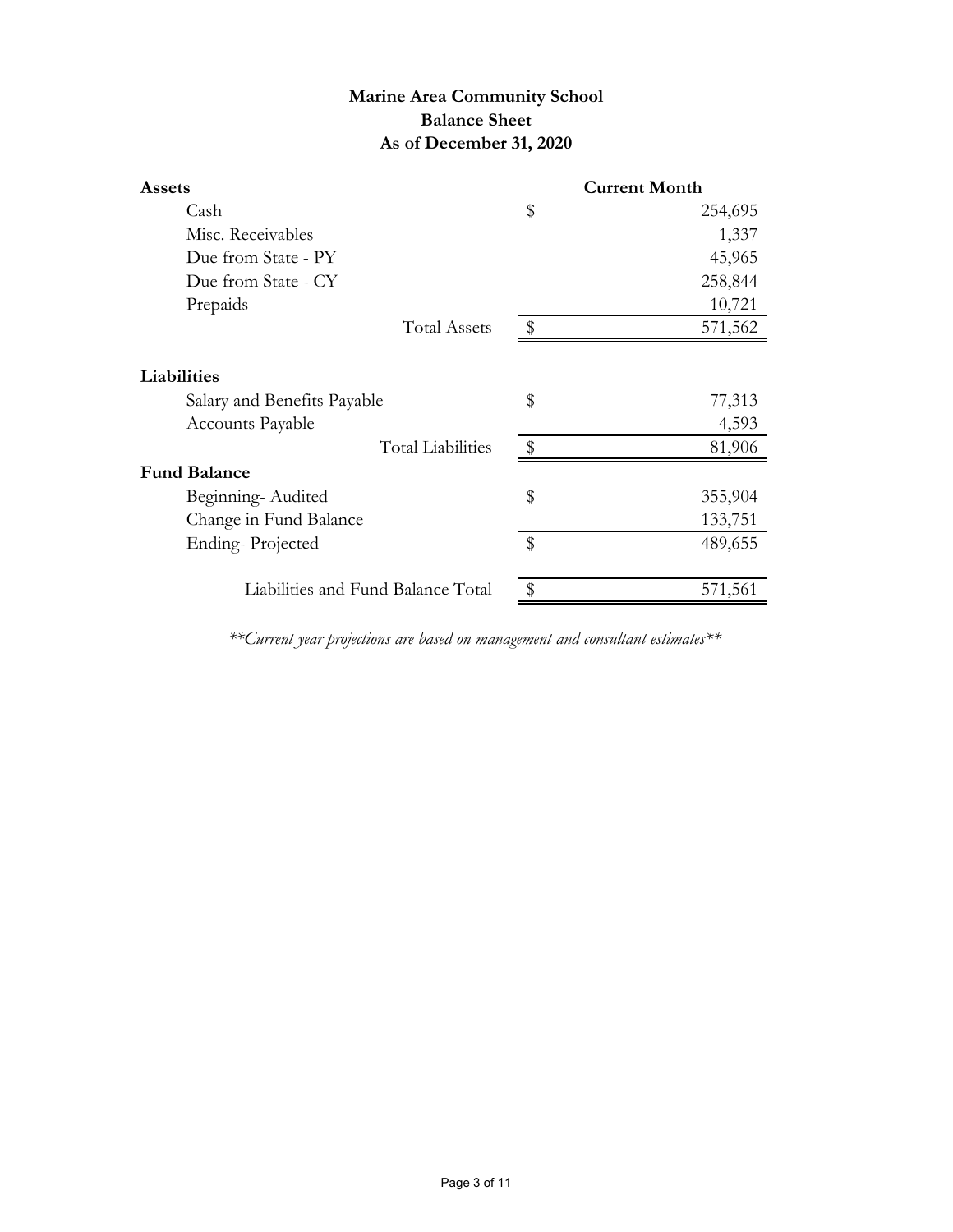# Marine Area Community School
## Balance Sheet
### As of December 31, 2020

| Assets | | Current Month |
|---|---|---|
| Cash | $ | 254,695 |
| Misc. Receivables | | 1,337 |
| Due from State - PY | | 45,965 |
| Due from State - CY | | 258,844 |
| Prepaids | | 10,721 |
| Total Assets | $ | 571,562 |
| | | |
| **Liabilities** | | |
| Salary and Benefits Payable | $ | 77,313 |
| Accounts Payable | | 4,593 |
| Total Liabilities | $ | 81,906 |
| **Fund Balance** | | |
| Beginning- Audited | $ | 355,904 |
| Change in Fund Balance | | 133,751 |
| Ending- Projected | $ | 489,655 |
| | | |
| Liabilities and Fund Balance Total | $ | 571,561 |

*\*\*Current year projections are based on management and consultant estimates\*\**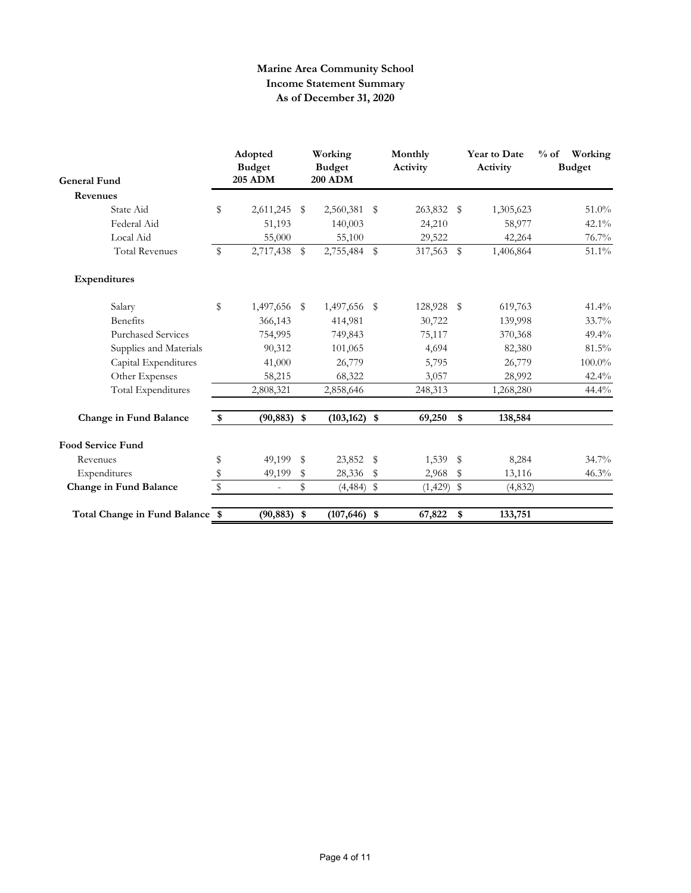**Marine Area Community School**
**Income Statement Summary**
**As of December 31, 2020**

| General Fund | Adopted Budget 205 ADM | Working Budget 200 ADM | Monthly Activity | Year to Date Activity | % of Working Budget |
|---|---|---|---|---|---|
| **Revenues** | | | | | |
| State Aid | $ 2,611,245 | $ 2,560,381 | $ 263,832 | $ 1,305,623 | 51.0% |
| Federal Aid | 51,193 | 140,003 | 24,210 | 58,977 | 42.1% |
| Local Aid | 55,000 | 55,100 | 29,522 | 42,264 | 76.7% |
| Total Revenues | $ 2,717,438 | $ 2,755,484 | $ 317,563 | $ 1,406,864 | 51.1% |
| **Expenditures** | | | | | |
| Salary | $ 1,497,656 | $ 1,497,656 | $ 128,928 | $ 619,763 | 41.4% |
| Benefits | 366,143 | 414,981 | 30,722 | 139,998 | 33.7% |
| Purchased Services | 754,995 | 749,843 | 75,117 | 370,368 | 49.4% |
| Supplies and Materials | 90,312 | 101,065 | 4,694 | 82,380 | 81.5% |
| Capital Expenditures | 41,000 | 26,779 | 5,795 | 26,779 | 100.0% |
| Other Expenses | 58,215 | 68,322 | 3,057 | 28,992 | 42.4% |
| Total Expenditures | 2,808,321 | 2,858,646 | 248,313 | 1,268,280 | 44.4% |
| **Change in Fund Balance** | **$ (90,883)** | **$ (103,162)** | **$ 69,250** | **$ 138,584** | |
| **Food Service Fund** | | | | | |
| Revenues | $ 49,199 | $ 23,852 | $ 1,539 | $ 8,284 | 34.7% |
| Expenditures | $ 49,199 | $ 28,336 | $ 2,968 | $ 13,116 | 46.3% |
| **Change in Fund Balance** | $ - | $ (4,484) | $ (1,429) | $ (4,832) | |
| **Total Change in Fund Balance** | **$ (90,883)** | **$ (107,646)** | **$ 67,822** | **$ 133,751** | |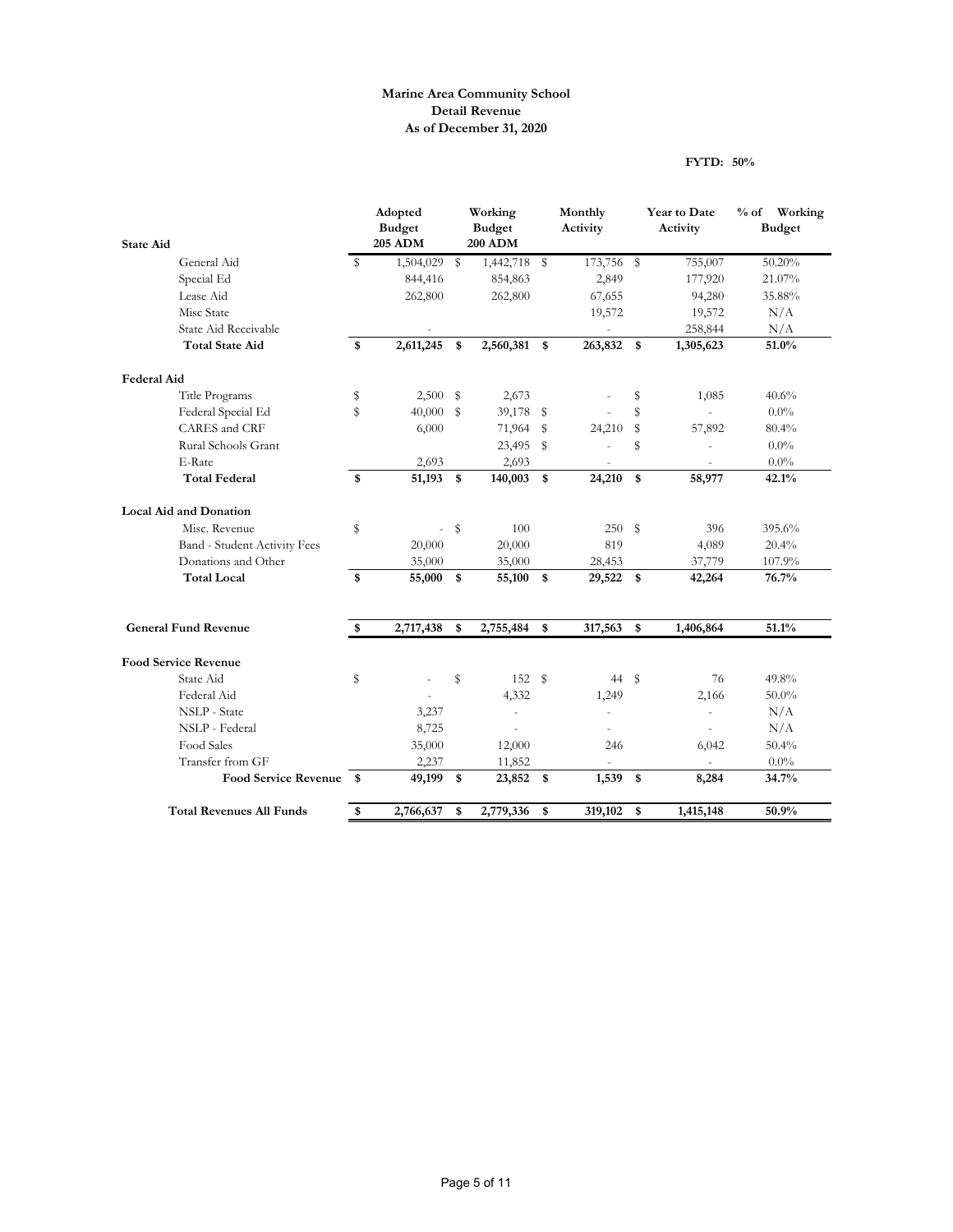**Marine Area Community School**
**Detail Revenue**
**As of December 31, 2020**

**FYTD: 50%**

| | Adopted Budget 205 ADM | Working Budget 200 ADM | Monthly Activity | Year to Date Activity | % of Working Budget |
|---|---|---|---|---|---|
| **State Aid** | | | | | |
| General Aid | $ 1,504,029 | $ 1,442,718 | $ 173,756 | $ 755,007 | 50.20% |
| Special Ed | 844,416 | 854,863 | 2,849 | 177,920 | 21.07% |
| Lease Aid | 262,800 | 262,800 | 67,655 | 94,280 | 35.88% |
| Misc State | | | 19,572 | 19,572 | N/A |
| State Aid Receivable | - | | - | 258,844 | N/A |
| **Total State Aid** | **$ 2,611,245** | **$ 2,560,381** | **$ 263,832** | **$ 1,305,623** | **51.0%** |
| **Federal Aid** | | | | | |
| Title Programs | $ 2,500 | $ 2,673 | - | $ 1,085 | 40.6% |
| Federal Special Ed | $ 40,000 | $ 39,178 | $ - | $ - | 0.0% |
| CARES and CRF | 6,000 | 71,964 | $ 24,210 | $ 57,892 | 80.4% |
| Rural Schools Grant | | 23,495 | $ - | $ - | 0.0% |
| E-Rate | 2,693 | 2,693 | - | - | 0.0% |
| **Total Federal** | **$ 51,193** | **$ 140,003** | **$ 24,210** | **$ 58,977** | **42.1%** |
| **Local Aid and Donation** | | | | | |
| Misc. Revenue | $ - | $ 100 | 250 | $ 396 | 395.6% |
| Band - Student Activity Fees | 20,000 | 20,000 | 819 | 4,089 | 20.4% |
| Donations and Other | 35,000 | 35,000 | 28,453 | 37,779 | 107.9% |
| **Total Local** | **$ 55,000** | **$ 55,100** | **$ 29,522** | **$ 42,264** | **76.7%** |
| **General Fund Revenue** | **$ 2,717,438** | **$ 2,755,484** | **$ 317,563** | **$ 1,406,864** | **51.1%** |
| **Food Service Revenue** | | | | | |
| State Aid | $ - | $ 152 | $ 44 | $ 76 | 49.8% |
| Federal Aid | - | 4,332 | 1,249 | 2,166 | 50.0% |
| NSLP - State | 3,237 | - | - | - | N/A |
| NSLP - Federal | 8,725 | - | - | - | N/A |
| Food Sales | 35,000 | 12,000 | 246 | 6,042 | 50.4% |
| Transfer from GF | 2,237 | 11,852 | - | - | 0.0% |
| **Food Service Revenue** | **$ 49,199** | **$ 23,852** | **$ 1,539** | **$ 8,284** | **34.7%** |
| **Total Revenues All Funds** | **$ 2,766,637** | **$ 2,779,336** | **$ 319,102** | **$ 1,415,148** | **50.9%** |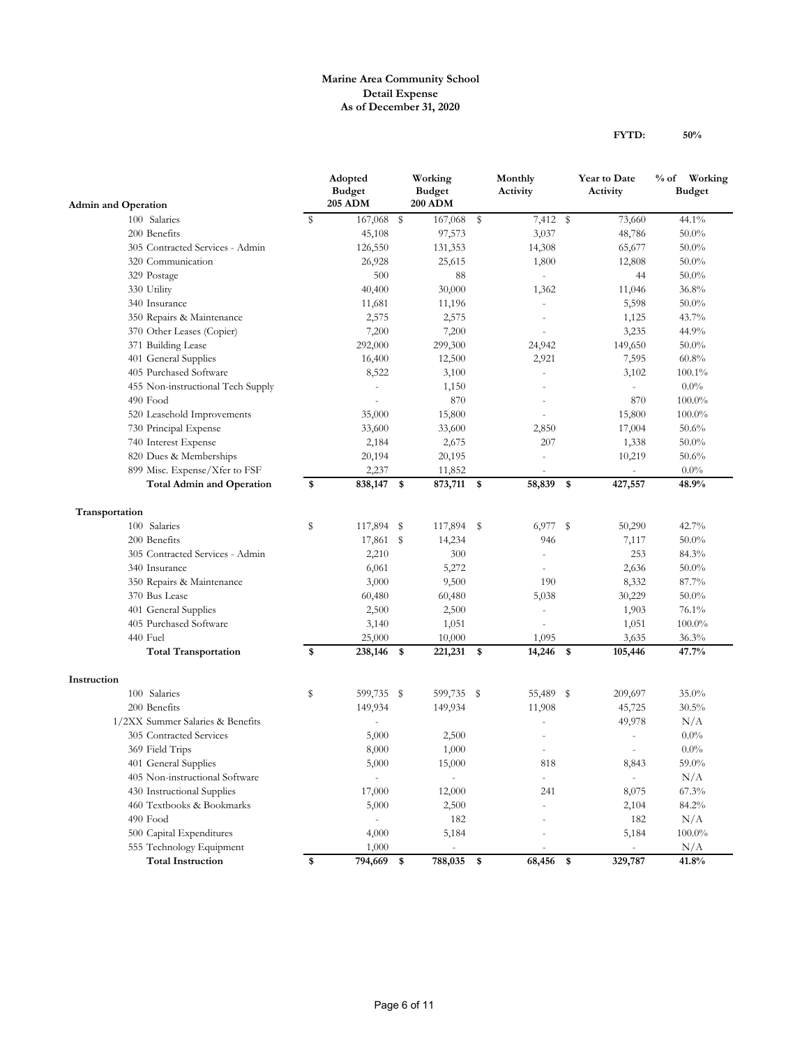**Marine Area Community School**
**Detail Expense**
**As of December 31, 2020**

**FYTD: 50%**

| Admin and Operation | Adopted Budget 205 ADM | Working Budget 200 ADM | Monthly Activity | Year to Date Activity | % of Working Budget |
|---|---|---|---|---|---|
| 100 Salaries | $ 167,068 | $ 167,068 | $ 7,412 | $ 73,660 | 44.1% |
| 200 Benefits | 45,108 | 97,573 | 3,037 | 48,786 | 50.0% |
| 305 Contracted Services - Admin | 126,550 | 131,353 | 14,308 | 65,677 | 50.0% |
| 320 Communication | 26,928 | 25,615 | 1,800 | 12,808 | 50.0% |
| 329 Postage | 500 | 88 | - | 44 | 50.0% |
| 330 Utility | 40,400 | 30,000 | 1,362 | 11,046 | 36.8% |
| 340 Insurance | 11,681 | 11,196 | - | 5,598 | 50.0% |
| 350 Repairs & Maintenance | 2,575 | 2,575 | - | 1,125 | 43.7% |
| 370 Other Leases (Copier) | 7,200 | 7,200 | - | 3,235 | 44.9% |
| 371 Building Lease | 292,000 | 299,300 | 24,942 | 149,650 | 50.0% |
| 401 General Supplies | 16,400 | 12,500 | 2,921 | 7,595 | 60.8% |
| 405 Purchased Software | 8,522 | 3,100 | - | 3,102 | 100.1% |
| 455 Non-instructional Tech Supply | - | 1,150 | - | - | 0.0% |
| 490 Food | - | 870 | - | 870 | 100.0% |
| 520 Leasehold Improvements | 35,000 | 15,800 | - | 15,800 | 100.0% |
| 730 Principal Expense | 33,600 | 33,600 | 2,850 | 17,004 | 50.6% |
| 740 Interest Expense | 2,184 | 2,675 | 207 | 1,338 | 50.0% |
| 820 Dues & Memberships | 20,194 | 20,195 | - | 10,219 | 50.6% |
| 899 Misc. Expense/Xfer to FSF | 2,237 | 11,852 | - | - | 0.0% |
| **Total Admin and Operation** | **$ 838,147** | **$ 873,711** | **$ 58,839** | **$ 427,557** | **48.9%** |

| Transportation | Adopted Budget 205 ADM | Working Budget 200 ADM | Monthly Activity | Year to Date Activity | % of Working Budget |
|---|---|---|---|---|---|
| 100 Salaries | $ 117,894 | $ 117,894 | $ 6,977 | $ 50,290 | 42.7% |
| 200 Benefits | 17,861 | $ 14,234 | 946 | 7,117 | 50.0% |
| 305 Contracted Services - Admin | 2,210 | 300 | - | 253 | 84.3% |
| 340 Insurance | 6,061 | 5,272 | - | 2,636 | 50.0% |
| 350 Repairs & Maintenance | 3,000 | 9,500 | 190 | 8,332 | 87.7% |
| 370 Bus Lease | 60,480 | 60,480 | 5,038 | 30,229 | 50.0% |
| 401 General Supplies | 2,500 | 2,500 | - | 1,903 | 76.1% |
| 405 Purchased Software | 3,140 | 1,051 | - | 1,051 | 100.0% |
| 440 Fuel | 25,000 | 10,000 | 1,095 | 3,635 | 36.3% |
| **Total Transportation** | **$ 238,146** | **$ 221,231** | **$ 14,246** | **$ 105,446** | **47.7%** |

| Instruction | Adopted Budget 205 ADM | Working Budget 200 ADM | Monthly Activity | Year to Date Activity | % of Working Budget |
|---|---|---|---|---|---|
| 100 Salaries | $ 599,735 | $ 599,735 | $ 55,489 | $ 209,697 | 35.0% |
| 200 Benefits | 149,934 | 149,934 | 11,908 | 45,725 | 30.5% |
| 1/2XX Summer Salaries & Benefits | - | | | 49,978 | N/A |
| 305 Contracted Services | 5,000 | 2,500 | - | - | 0.0% |
| 369 Field Trips | 8,000 | 1,000 | - | - | 0.0% |
| 401 General Supplies | 5,000 | 15,000 | 818 | 8,843 | 59.0% |
| 405 Non-instructional Software | - | - | - | - | N/A |
| 430 Instructional Supplies | 17,000 | 12,000 | 241 | 8,075 | 67.3% |
| 460 Textbooks & Bookmarks | 5,000 | 2,500 | - | 2,104 | 84.2% |
| 490 Food | - | 182 | - | 182 | N/A |
| 500 Capital Expenditures | 4,000 | 5,184 | - | 5,184 | 100.0% |
| 555 Technology Equipment | 1,000 | - | - | - | N/A |
| **Total Instruction** | **$ 794,669** | **$ 788,035** | **$ 68,456** | **$ 329,787** | **41.8%** |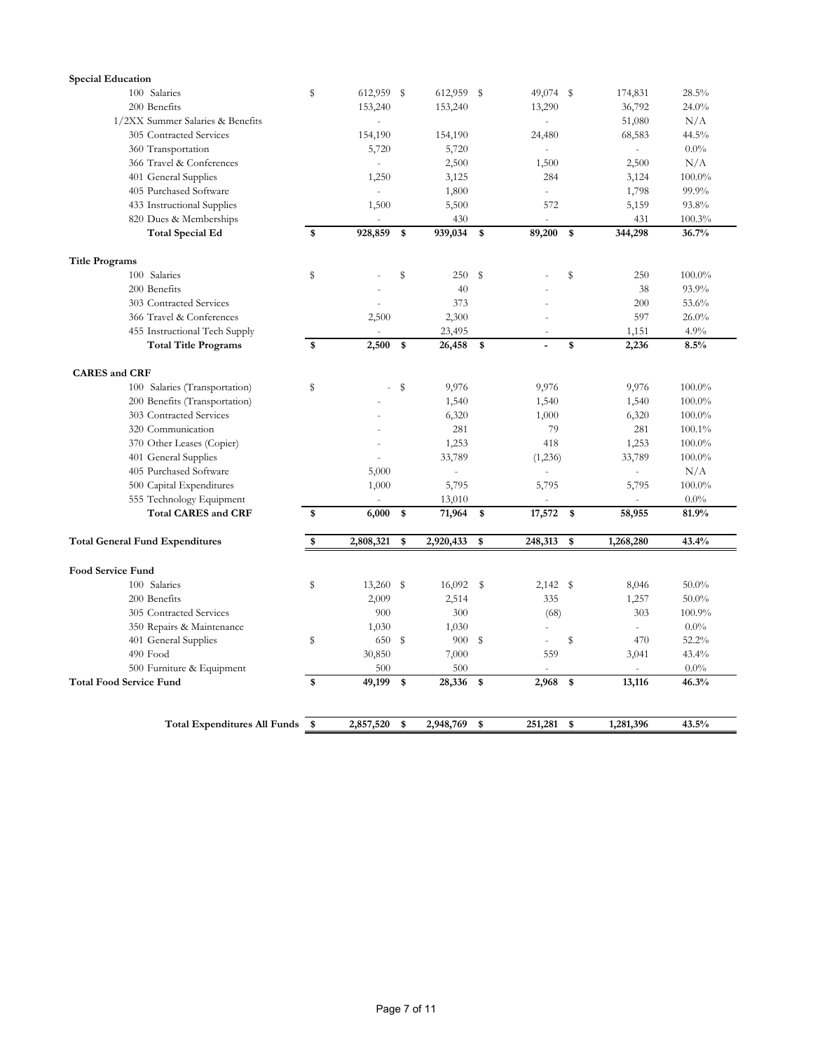| | | | | | |
|---|---|---|---|---|---|
| **Special Education** | | | | | |
| 100 Salaries | $ 612,959 | $ 612,959 | $ 49,074 | $ 174,831 | 28.5% |
| 200 Benefits | 153,240 | 153,240 | 13,290 | 36,792 | 24.0% |
| 1/2XX Summer Salaries & Benefits | - | | - | 51,080 | N/A |
| 305 Contracted Services | 154,190 | 154,190 | 24,480 | 68,583 | 44.5% |
| 360 Transportation | 5,720 | 5,720 | - | - | 0.0% |
| 366 Travel & Conferences | - | 2,500 | 1,500 | 2,500 | N/A |
| 401 General Supplies | 1,250 | 3,125 | 284 | 3,124 | 100.0% |
| 405 Purchased Software | - | 1,800 | - | 1,798 | 99.9% |
| 433 Instructional Supplies | 1,500 | 5,500 | 572 | 5,159 | 93.8% |
| 820 Dues & Memberships | - | 430 | - | 431 | 100.3% |
| **Total Special Ed** | **$ 928,859** | **$ 939,034** | **$ 89,200** | **$ 344,298** | **36.7%** |
| | | | | | |
| **Title Programs** | | | | | |
| 100 Salaries | $ - | $ 250 | $ - | $ 250 | 100.0% |
| 200 Benefits | - | 40 | - | 38 | 93.9% |
| 303 Contracted Services | - | 373 | - | 200 | 53.6% |
| 366 Travel & Conferences | 2,500 | 2,300 | - | 597 | 26.0% |
| 455 Instructional Tech Supply | - | 23,495 | - | 1,151 | 4.9% |
| **Total Title Programs** | **$ 2,500** | **$ 26,458** | **$ -** | **$ 2,236** | **8.5%** |
| | | | | | |
| **CARES and CRF** | | | | | |
| 100 Salaries (Transportation) | $ - | $ 9,976 | 9,976 | 9,976 | 100.0% |
| 200 Benefits (Transportation) | - | 1,540 | 1,540 | 1,540 | 100.0% |
| 303 Contracted Services | - | 6,320 | 1,000 | 6,320 | 100.0% |
| 320 Communication | - | 281 | 79 | 281 | 100.1% |
| 370 Other Leases (Copier) | - | 1,253 | 418 | 1,253 | 100.0% |
| 401 General Supplies | - | 33,789 | (1,236) | 33,789 | 100.0% |
| 405 Purchased Software | 5,000 | - | - | - | N/A |
| 500 Capital Expenditures | 1,000 | 5,795 | 5,795 | 5,795 | 100.0% |
| 555 Technology Equipment | - | 13,010 | - | - | 0.0% |
| **Total CARES and CRF** | **$ 6,000** | **$ 71,964** | **$ 17,572** | **$ 58,955** | **81.9%** |
| | | | | | |
| **Total General Fund Expenditures** | **$ 2,808,321** | **$ 2,920,433** | **$ 248,313** | **$ 1,268,280** | **43.4%** |
| | | | | | |
| **Food Service Fund** | | | | | |
| 100 Salaries | $ 13,260 | $ 16,092 | $ 2,142 | $ 8,046 | 50.0% |
| 200 Benefits | 2,009 | 2,514 | 335 | 1,257 | 50.0% |
| 305 Contracted Services | 900 | 300 | (68) | 303 | 100.9% |
| 350 Repairs & Maintenance | 1,030 | 1,030 | - | - | 0.0% |
| 401 General Supplies | $ 650 | $ 900 | $ - | $ 470 | 52.2% |
| 490 Food | 30,850 | 7,000 | 559 | 3,041 | 43.4% |
| 500 Furniture & Equipment | 500 | 500 | - | - | 0.0% |
| **Total Food Service Fund** | **$ 49,199** | **$ 28,336** | **$ 2,968** | **$ 13,116** | **46.3%** |
| | | | | | |
| **Total Expenditures All Funds** | **$ 2,857,520** | **$ 2,948,769** | **$ 251,281** | **$ 1,281,396** | **43.5%** |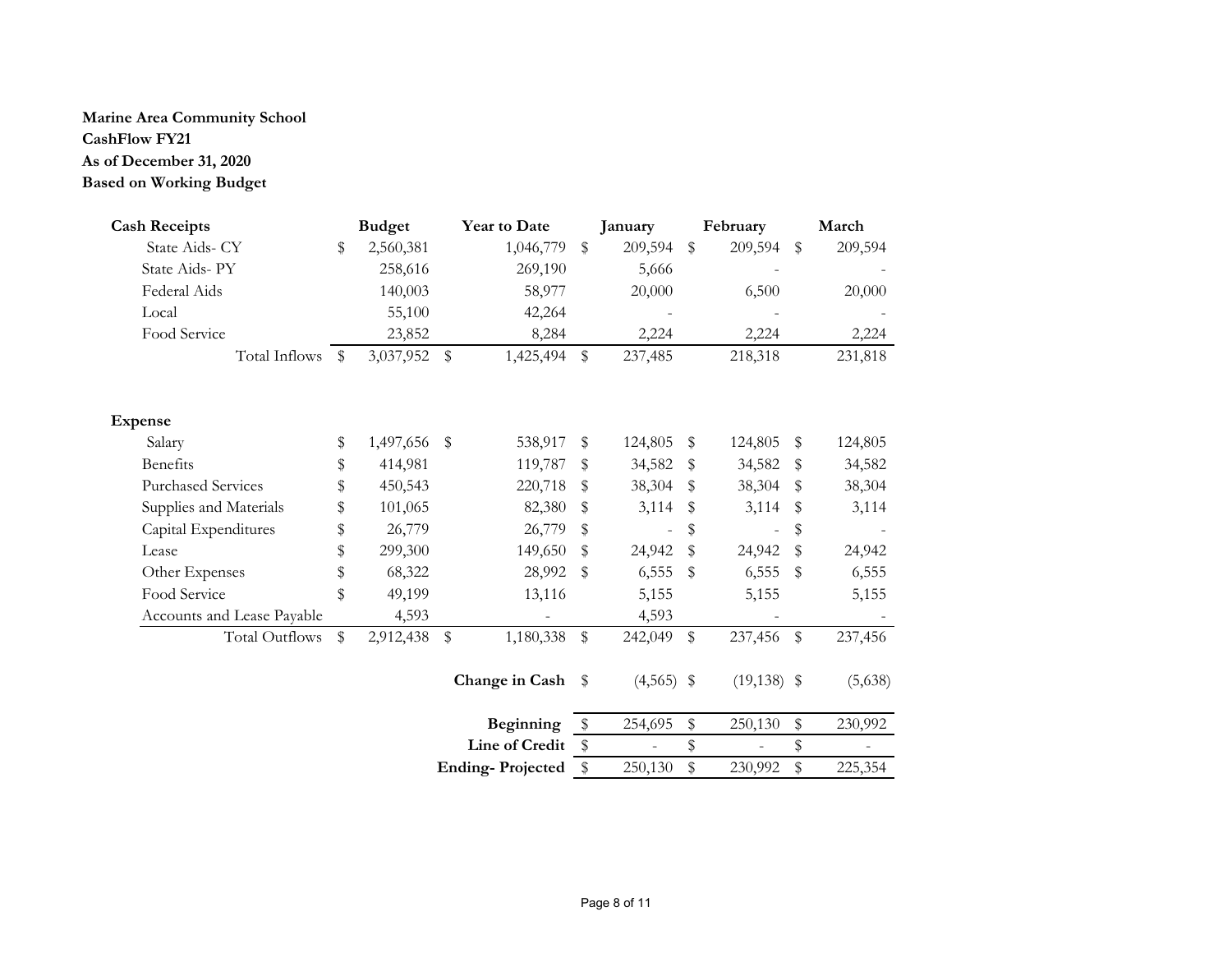**Marine Area Community School**
**CashFlow FY21**
**As of December 31, 2020**
**Based on Working Budget**

| **Cash Receipts** | **Budget** | **Year to Date** | **January** | **February** | **March** |
|---|---|---|---|---|---|
| State Aids- CY | $ 2,560,381 | 1,046,779 | $ 209,594 | $ 209,594 | $ 209,594 |
| State Aids- PY | 258,616 | 269,190 | 5,666 | - | - |
| Federal Aids | 140,003 | 58,977 | 20,000 | 6,500 | 20,000 |
| Local | 55,100 | 42,264 | - | - | - |
| Food Service | 23,852 | 8,284 | 2,224 | 2,224 | 2,224 |
| Total Inflows | $ 3,037,952 | $ 1,425,494 | $ 237,485 | 218,318 | 231,818 |
| | | | | | |
| **Expense** | | | | | |
| Salary | $ 1,497,656 | $ 538,917 | $ 124,805 | $ 124,805 | $ 124,805 |
| Benefits | $ 414,981 | 119,787 | $ 34,582 | $ 34,582 | $ 34,582 |
| Purchased Services | $ 450,543 | 220,718 | $ 38,304 | $ 38,304 | $ 38,304 |
| Supplies and Materials | $ 101,065 | 82,380 | $ 3,114 | $ 3,114 | $ 3,114 |
| Capital Expenditures | $ 26,779 | 26,779 | $ - | $ - | $ - |
| Lease | $ 299,300 | 149,650 | $ 24,942 | $ 24,942 | $ 24,942 |
| Other Expenses | $ 68,322 | 28,992 | $ 6,555 | $ 6,555 | $ 6,555 |
| Food Service | $ 49,199 | 13,116 | 5,155 | 5,155 | 5,155 |
| Accounts and Lease Payable | 4,593 | - | 4,593 | - | - |
| Total Outflows | $ 2,912,438 | $ 1,180,338 | $ 242,049 | $ 237,456 | $ 237,456 |
| | | | | | |
| | | **Change in Cash** | $ (4,565) | $ (19,138) | $ (5,638) |
| | | | | | |
| | | **Beginning** | $ 254,695 | $ 250,130 | $ 230,992 |
| | | **Line of Credit** | $ - | $ - | $ - |
| | | **Ending- Projected** | $ 250,130 | $ 230,992 | $ 225,354 |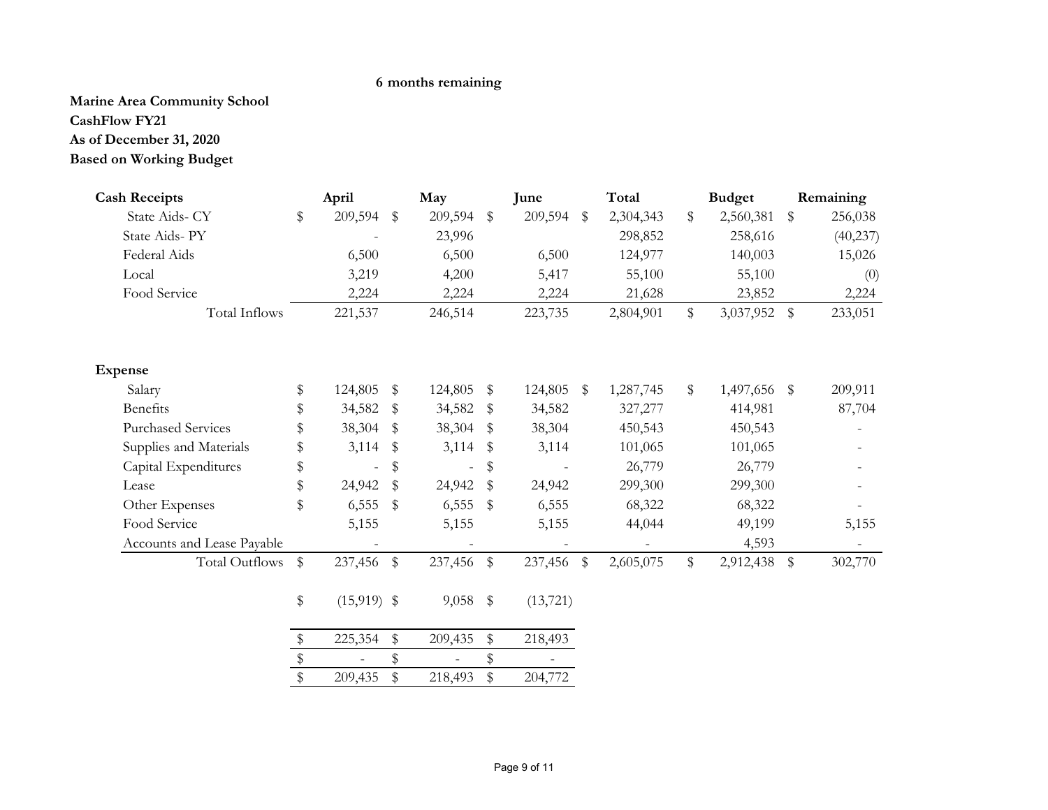**6 months remaining**

**Marine Area Community School**
**CashFlow FY21**
**As of December 31, 2020**
**Based on Working Budget**

| **Cash Receipts** | **April** | **May** | **June** | **Total** | **Budget** | **Remaining** |
|---|---|---|---|---|---|---|
| State Aids- CY | $ 209,594 | $ 209,594 | $ 209,594 | $ 2,304,343 | $ 2,560,381 | $ 256,038 |
| State Aids- PY | - | 23,996 | | 298,852 | 258,616 | (40,237) |
| Federal Aids | 6,500 | 6,500 | 6,500 | 124,977 | 140,003 | 15,026 |
| Local | 3,219 | 4,200 | 5,417 | 55,100 | 55,100 | (0) |
| Food Service | 2,224 | 2,224 | 2,224 | 21,628 | 23,852 | 2,224 |
| Total Inflows | 221,537 | 246,514 | 223,735 | 2,804,901 | $ 3,037,952 | $ 233,051 |
| | | | | | | |
| **Expense** | | | | | | |
| Salary | $ 124,805 | $ 124,805 | $ 124,805 | $ 1,287,745 | $ 1,497,656 | $ 209,911 |
| Benefits | $ 34,582 | $ 34,582 | $ 34,582 | 327,277 | 414,981 | 87,704 |
| Purchased Services | $ 38,304 | $ 38,304 | $ 38,304 | 450,543 | 450,543 | - |
| Supplies and Materials | $ 3,114 | $ 3,114 | $ 3,114 | 101,065 | 101,065 | - |
| Capital Expenditures | $ - | $ - | $ - | 26,779 | 26,779 | - |
| Lease | $ 24,942 | $ 24,942 | $ 24,942 | 299,300 | 299,300 | - |
| Other Expenses | $ 6,555 | $ 6,555 | $ 6,555 | 68,322 | 68,322 | - |
| Food Service | 5,155 | 5,155 | 5,155 | 44,044 | 49,199 | 5,155 |
| Accounts and Lease Payable | - | - | - | - | 4,593 | - |
| Total Outflows | $ 237,456 | $ 237,456 | $ 237,456 | $ 2,605,075 | $ 2,912,438 | $ 302,770 |
| | | | | | | |
| | $ (15,919) | $ 9,058 | $ (13,721) | | | |
| | | | | | | |
| | $ 225,354 | $ 209,435 | $ 218,493 | | | |
| | $ - | $ - | $ - | | | |
| | $ 209,435 | $ 218,493 | $ 204,772 | | | |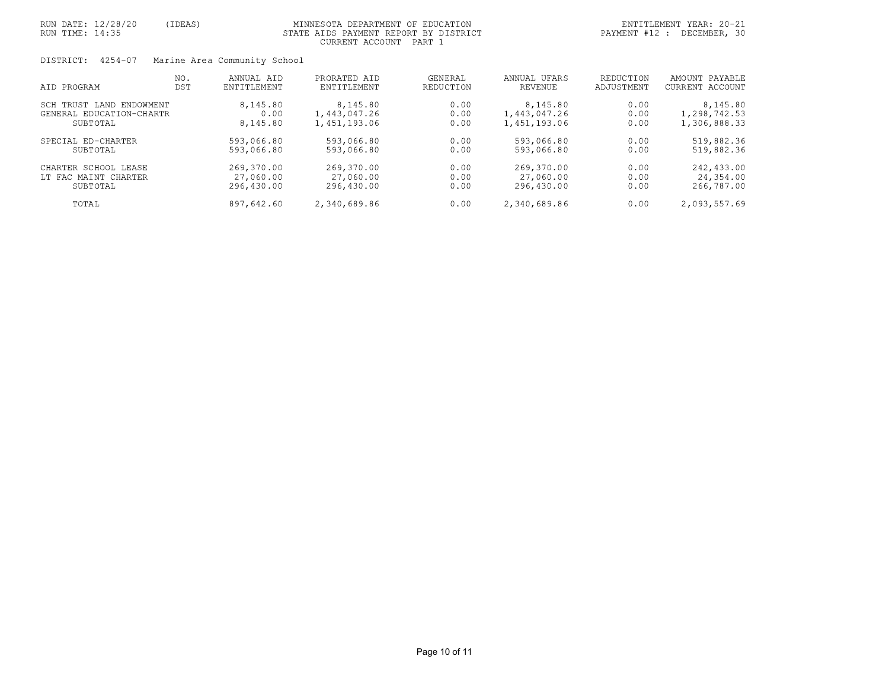RUN DATE: 12/28/20 (IDEAS) RUN TIME: 14:35

MINNESOTA DEPARTMENT OF EDUCATION
STATE AIDS PAYMENT REPORT BY DISTRICT
CURRENT ACCOUNT PART 1

ENTITLEMENT YEAR: 20-21
PAYMENT #12 : DECEMBER, 30

DISTRICT: 4254-07 Marine Area Community School

| AID PROGRAM | NO. DST | ANNUAL AID ENTITLEMENT | PRORATED AID ENTITLEMENT | GENERAL REDUCTION | ANNUAL UFARS REVENUE | REDUCTION ADJUSTMENT | AMOUNT PAYABLE CURRENT ACCOUNT |
|---|---|---|---|---|---|---|---|
| SCH TRUST LAND ENDOWMENT | | 8,145.80 | 8,145.80 | 0.00 | 8,145.80 | 0.00 | 8,145.80 |
| GENERAL EDUCATION-CHARTR | | 0.00 | 1,443,047.26 | 0.00 | 1,443,047.26 | 0.00 | 1,298,742.53 |
| SUBTOTAL | | 8,145.80 | 1,451,193.06 | 0.00 | 1,451,193.06 | 0.00 | 1,306,888.33 |
| SPECIAL ED-CHARTER | | 593,066.80 | 593,066.80 | 0.00 | 593,066.80 | 0.00 | 519,882.36 |
| SUBTOTAL | | 593,066.80 | 593,066.80 | 0.00 | 593,066.80 | 0.00 | 519,882.36 |
| CHARTER SCHOOL LEASE | | 269,370.00 | 269,370.00 | 0.00 | 269,370.00 | 0.00 | 242,433.00 |
| LT FAC MAINT CHARTER | | 27,060.00 | 27,060.00 | 0.00 | 27,060.00 | 0.00 | 24,354.00 |
| SUBTOTAL | | 296,430.00 | 296,430.00 | 0.00 | 296,430.00 | 0.00 | 266,787.00 |
| TOTAL | | 897,642.60 | 2,340,689.86 | 0.00 | 2,340,689.86 | 0.00 | 2,093,557.69 |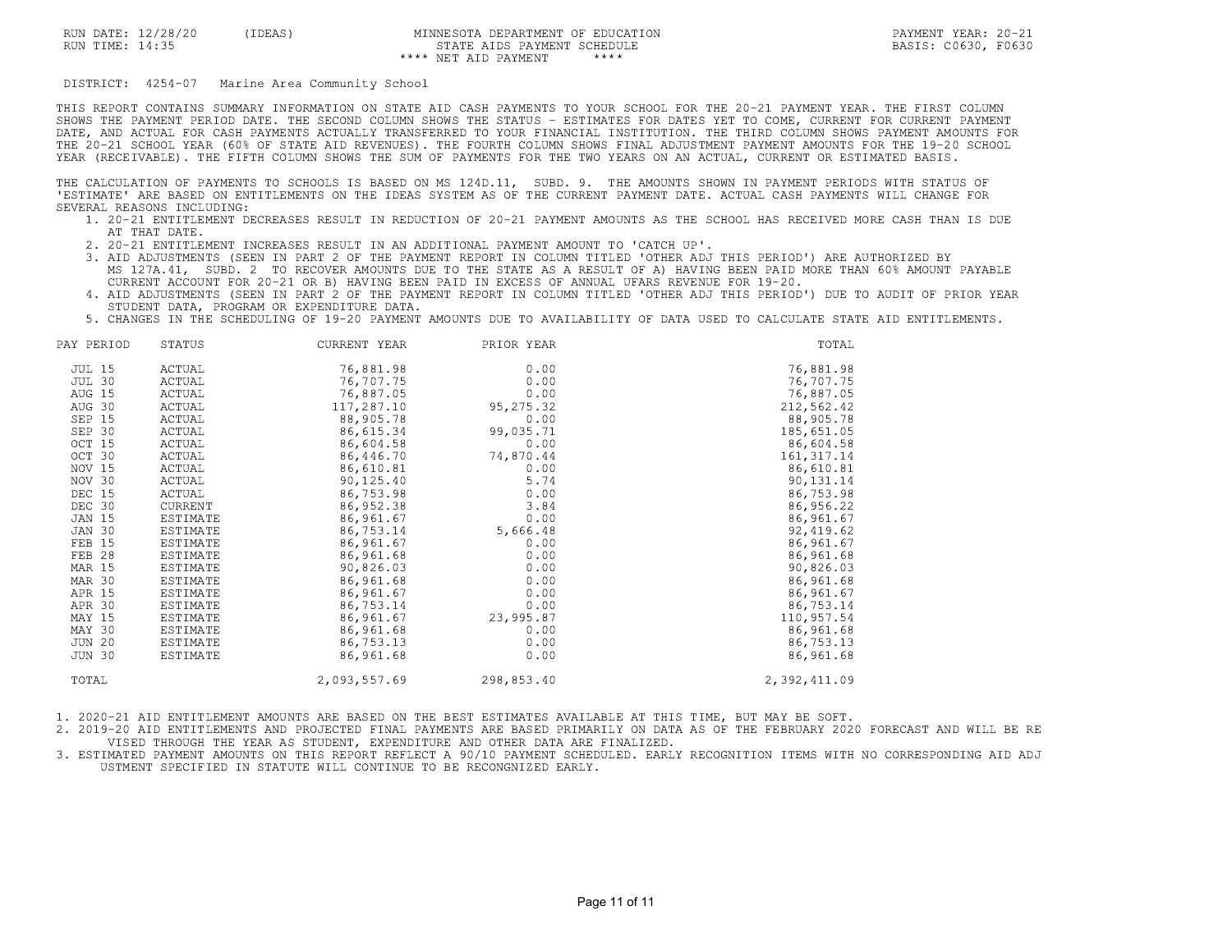RUN DATE: 12/28/20 (IDEAS) MINNESOTA DEPARTMENT OF EDUCATION PAYMENT YEAR: 20-21
RUN TIME: 14:35 STATE AIDS PAYMENT SCHEDULE BASIS: C0630, F0630
**** NET AID PAYMENT ****

DISTRICT: 4254-07 Marine Area Community School

THIS REPORT CONTAINS SUMMARY INFORMATION ON STATE AID CASH PAYMENTS TO YOUR SCHOOL FOR THE 20-21 PAYMENT YEAR. THE FIRST COLUMN SHOWS THE PAYMENT PERIOD DATE. THE SECOND COLUMN SHOWS THE STATUS - ESTIMATES FOR DATES YET TO COME, CURRENT FOR CURRENT PAYMENT DATE, AND ACTUAL FOR CASH PAYMENTS ACTUALLY TRANSFERRED TO YOUR FINANCIAL INSTITUTION. THE THIRD COLUMN SHOWS PAYMENT AMOUNTS FOR THE 20-21 SCHOOL YEAR (60% OF STATE AID REVENUES). THE FOURTH COLUMN SHOWS FINAL ADJUSTMENT PAYMENT AMOUNTS FOR THE 19-20 SCHOOL YEAR (RECEIVABLE). THE FIFTH COLUMN SHOWS THE SUM OF PAYMENTS FOR THE TWO YEARS ON AN ACTUAL, CURRENT OR ESTIMATED BASIS.

THE CALCULATION OF PAYMENTS TO SCHOOLS IS BASED ON MS 124D.11, SUBD. 9. THE AMOUNTS SHOWN IN PAYMENT PERIODS WITH STATUS OF 'ESTIMATE' ARE BASED ON ENTITLEMENTS ON THE IDEAS SYSTEM AS OF THE CURRENT PAYMENT DATE. ACTUAL CASH PAYMENTS WILL CHANGE FOR SEVERAL REASONS INCLUDING:

1. 20-21 ENTITLEMENT DECREASES RESULT IN REDUCTION OF 20-21 PAYMENT AMOUNTS AS THE SCHOOL HAS RECEIVED MORE CASH THAN IS DUE AT THAT DATE.
2. 20-21 ENTITLEMENT INCREASES RESULT IN AN ADDITIONAL PAYMENT AMOUNT TO 'CATCH UP'.
3. AID ADJUSTMENTS (SEEN IN PART 2 OF THE PAYMENT REPORT IN COLUMN TITLED 'OTHER ADJ THIS PERIOD') ARE AUTHORIZED BY MS 127A.41, SUBD. 2 TO RECOVER AMOUNTS DUE TO THE STATE AS A RESULT OF A) HAVING BEEN PAID MORE THAN 60% AMOUNT PAYABLE CURRENT ACCOUNT FOR 20-21 OR B) HAVING BEEN PAID IN EXCESS OF ANNUAL UFARS REVENUE FOR 19-20.
4. AID ADJUSTMENTS (SEEN IN PART 2 OF THE PAYMENT REPORT IN COLUMN TITLED 'OTHER ADJ THIS PERIOD') DUE TO AUDIT OF PRIOR YEAR STUDENT DATA, PROGRAM OR EXPENDITURE DATA.
5. CHANGES IN THE SCHEDULING OF 19-20 PAYMENT AMOUNTS DUE TO AVAILABILITY OF DATA USED TO CALCULATE STATE AID ENTITLEMENTS.

| PAY PERIOD | STATUS | CURRENT YEAR | PRIOR YEAR | TOTAL |
|---|---|---|---|---|
| JUL 15 | ACTUAL | 76,881.98 | 0.00 | 76,881.98 |
| JUL 30 | ACTUAL | 76,707.75 | 0.00 | 76,707.75 |
| AUG 15 | ACTUAL | 76,887.05 | 0.00 | 76,887.05 |
| AUG 30 | ACTUAL | 117,287.10 | 95,275.32 | 212,562.42 |
| SEP 15 | ACTUAL | 88,905.78 | 0.00 | 88,905.78 |
| SEP 30 | ACTUAL | 86,615.34 | 99,035.71 | 185,651.05 |
| OCT 15 | ACTUAL | 86,604.58 | 0.00 | 86,604.58 |
| OCT 30 | ACTUAL | 86,446.70 | 74,870.44 | 161,317.14 |
| NOV 15 | ACTUAL | 86,610.81 | 0.00 | 86,610.81 |
| NOV 30 | ACTUAL | 90,125.40 | 5.74 | 90,131.14 |
| DEC 15 | ACTUAL | 86,753.98 | 0.00 | 86,753.98 |
| DEC 30 | CURRENT | 86,952.38 | 3.84 | 86,956.22 |
| JAN 15 | ESTIMATE | 86,961.67 | 0.00 | 86,961.67 |
| JAN 30 | ESTIMATE | 86,753.14 | 5,666.48 | 92,419.62 |
| FEB 15 | ESTIMATE | 86,961.67 | 0.00 | 86,961.67 |
| FEB 28 | ESTIMATE | 86,961.68 | 0.00 | 86,961.68 |
| MAR 15 | ESTIMATE | 90,826.03 | 0.00 | 90,826.03 |
| MAR 30 | ESTIMATE | 86,961.68 | 0.00 | 86,961.68 |
| APR 15 | ESTIMATE | 86,961.67 | 0.00 | 86,961.67 |
| APR 30 | ESTIMATE | 86,753.14 | 0.00 | 86,753.14 |
| MAY 15 | ESTIMATE | 86,961.67 | 23,995.87 | 110,957.54 |
| MAY 30 | ESTIMATE | 86,961.68 | 0.00 | 86,961.68 |
| JUN 20 | ESTIMATE | 86,753.13 | 0.00 | 86,753.13 |
| JUN 30 | ESTIMATE | 86,961.68 | 0.00 | 86,961.68 |
| TOTAL | | 2,093,557.69 | 298,853.40 | 2,392,411.09 |

1. 2020-21 AID ENTITLEMENT AMOUNTS ARE BASED ON THE BEST ESTIMATES AVAILABLE AT THIS TIME, BUT MAY BE SOFT.
2. 2019-20 AID ENTITLEMENTS AND PROJECTED FINAL PAYMENTS ARE BASED PRIMARILY ON DATA AS OF THE FEBRUARY 2020 FORECAST AND WILL BE REVISED THROUGH THE YEAR AS STUDENT, EXPENDITURE AND OTHER DATA ARE FINALIZED.
3. ESTIMATED PAYMENT AMOUNTS ON THIS REPORT REFLECT A 90/10 PAYMENT SCHEDULED. EARLY RECOGNITION ITEMS WITH NO CORRESPONDING AID ADJUSTMENT SPECIFIED IN STATUTE WILL CONTINUE TO BE RECONGNIZED EARLY.